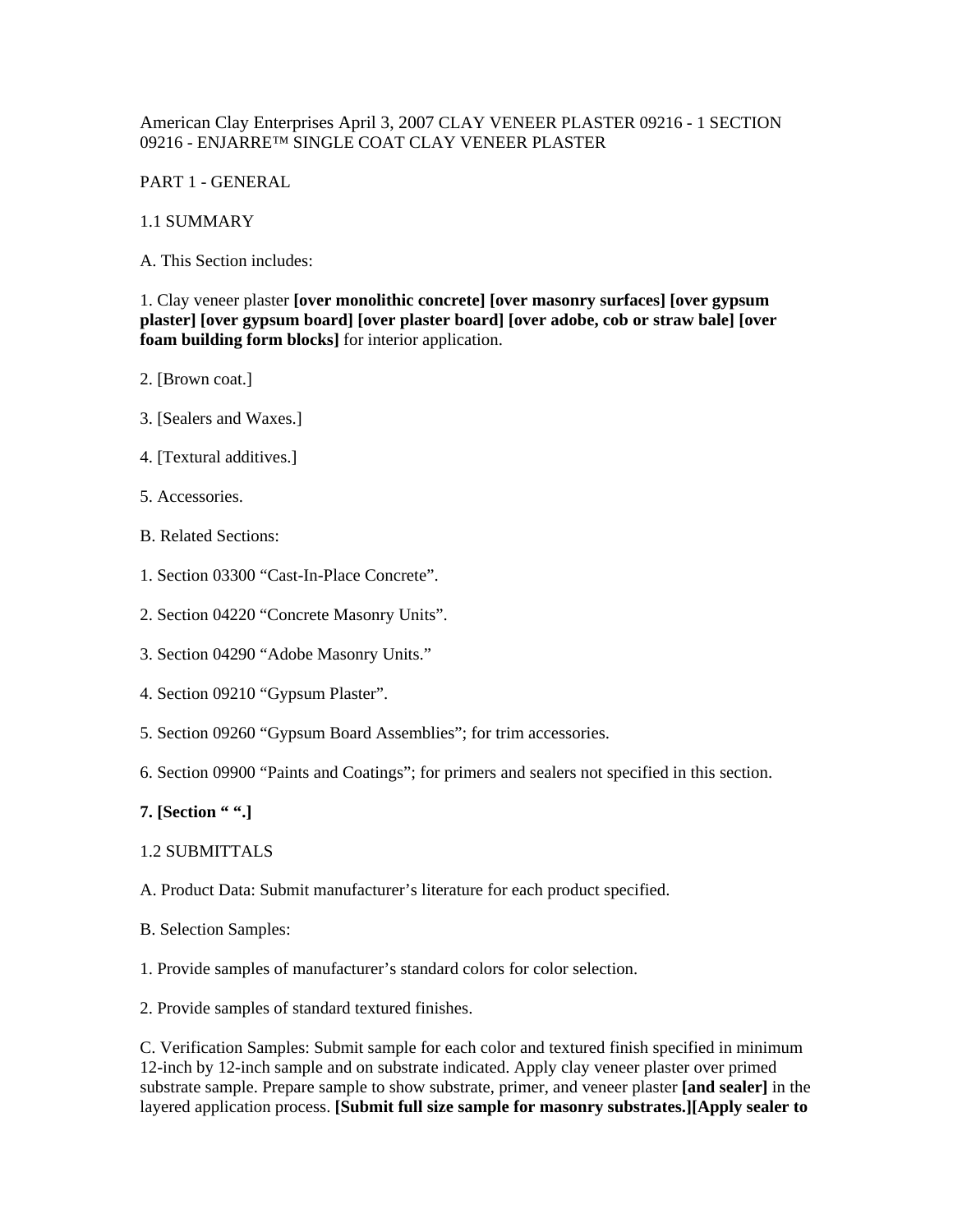American Clay Enterprises April 3, 2007 CLAY VENEER PLASTER 09216 - 1 SECTION 09216 - ENJARRE™ SINGLE COAT CLAY VENEER PLASTER

PART 1 - GENERAL

1.1 SUMMARY

A. This Section includes:

1. Clay veneer plaster **[over monolithic concrete] [over masonry surfaces] [over gypsum plaster] [over gypsum board] [over plaster board] [over adobe, cob or straw bale] [over foam building form blocks]** for interior application.

2. [Brown coat.]

3. [Sealers and Waxes.]

4. [Textural additives.]

5. Accessories.

B. Related Sections:

1. Section 03300 “Cast-In-Place Concrete”.

2. Section 04220 “Concrete Masonry Units”.

3. Section 04290 “Adobe Masonry Units.”

4. Section 09210 “Gypsum Plaster”.

5. Section 09260 “Gypsum Board Assemblies”; for trim accessories.

6. Section 09900 “Paints and Coatings”; for primers and sealers not specified in this section.

**7. [Section “ “.]**

1.2 SUBMITTALS

A. Product Data: Submit manufacturer’s literature for each product specified.

B. Selection Samples:

1. Provide samples of manufacturer’s standard colors for color selection.

2. Provide samples of standard textured finishes.

C. Verification Samples: Submit sample for each color and textured finish specified in minimum 12-inch by 12-inch sample and on substrate indicated. Apply clay veneer plaster over primed substrate sample. Prepare sample to show substrate, primer, and veneer plaster **[and sealer]** in the layered application process. **[Submit full size sample for masonry substrates.][Apply sealer to**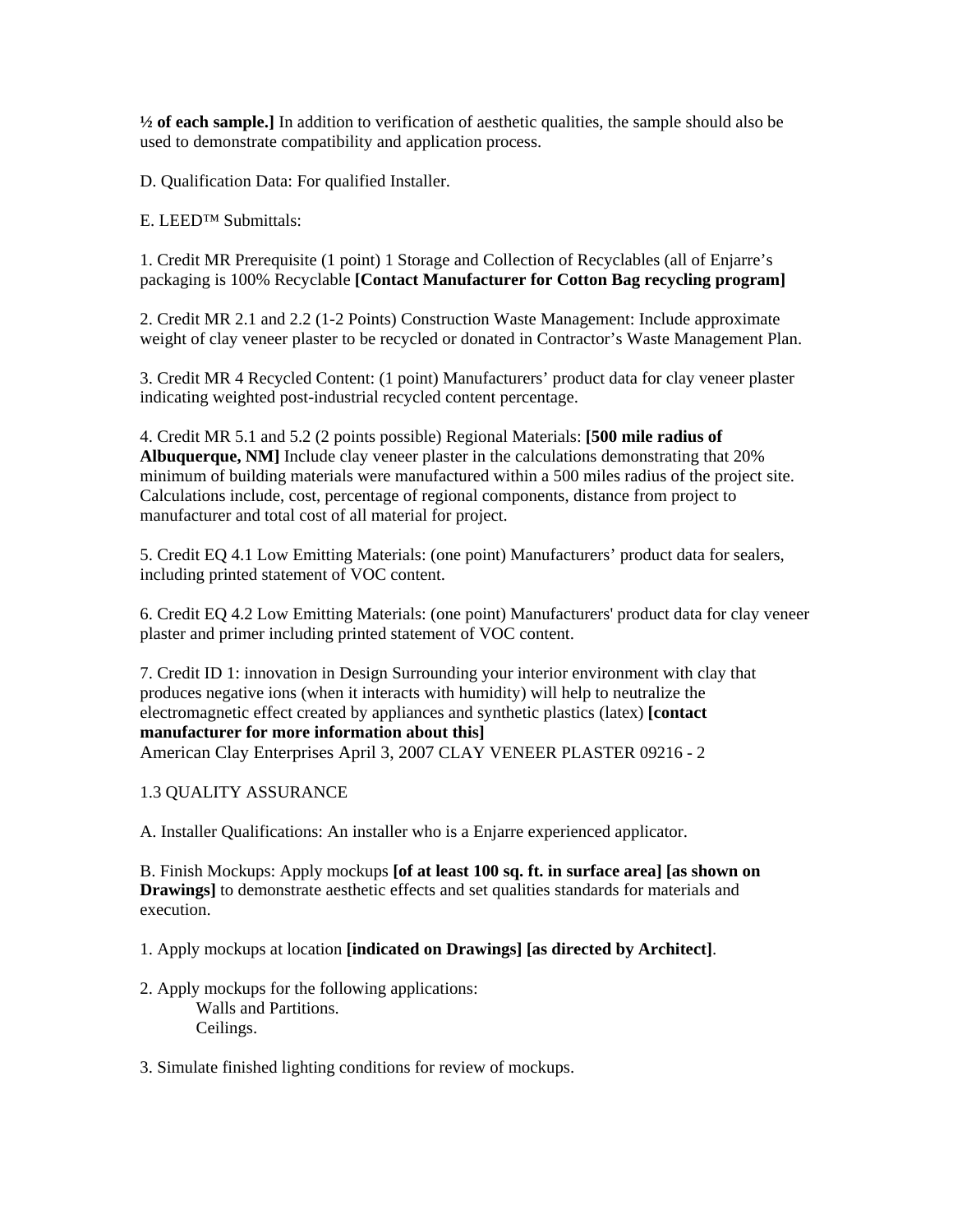**½ of each sample.]** In addition to verification of aesthetic qualities, the sample should also be used to demonstrate compatibility and application process.

D. Qualification Data: For qualified Installer.

E. LEED™ Submittals:

1. Credit MR Prerequisite (1 point) 1 Storage and Collection of Recyclables (all of Enjarre's packaging is 100% Recyclable **[Contact Manufacturer for Cotton Bag recycling program]**

2. Credit MR 2.1 and 2.2 (1-2 Points) Construction Waste Management: Include approximate weight of clay veneer plaster to be recycled or donated in Contractor's Waste Management Plan.

3. Credit MR 4 Recycled Content: (1 point) Manufacturers' product data for clay veneer plaster indicating weighted post-industrial recycled content percentage.

4. Credit MR 5.1 and 5.2 (2 points possible) Regional Materials: **[500 mile radius of Albuquerque, NM]** Include clay veneer plaster in the calculations demonstrating that 20% minimum of building materials were manufactured within a 500 miles radius of the project site. Calculations include, cost, percentage of regional components, distance from project to manufacturer and total cost of all material for project.

5. Credit EQ 4.1 Low Emitting Materials: (one point) Manufacturers' product data for sealers, including printed statement of VOC content.

6. Credit EQ 4.2 Low Emitting Materials: (one point) Manufacturers' product data for clay veneer plaster and primer including printed statement of VOC content.

7. Credit ID 1: innovation in Design Surrounding your interior environment with clay that produces negative ions (when it interacts with humidity) will help to neutralize the electromagnetic effect created by appliances and synthetic plastics (latex) **[contact manufacturer for more information about this]**

1.3 QUALITY ASSURANCE

A. Installer Qualifications: An installer who is a Enjarre experienced applicator.

B. Finish Mockups: Apply mockups **[of at least 100 sq. ft. in surface area] [as shown on Drawings]** to demonstrate aesthetic effects and set qualities standards for materials and execution.

1. Apply mockups at location **[indicated on Drawings] [as directed by Architect]**.

2. Apply mockups for the following applications:
    - Walls and Partitions.
    - Ceilings.

3. Simulate finished lighting conditions for review of mockups.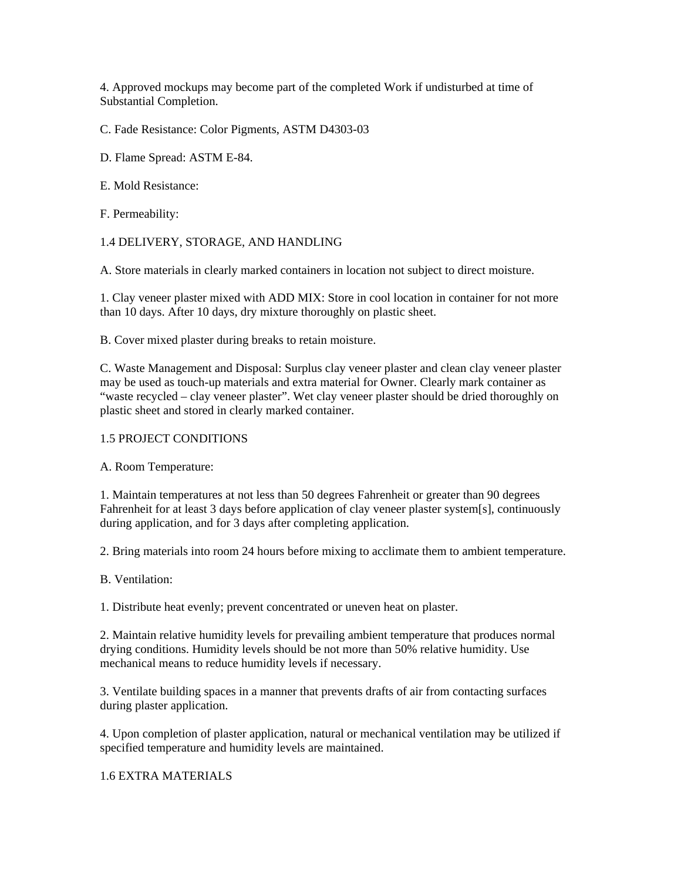4. Approved mockups may become part of the completed Work if undisturbed at time of Substantial Completion.

C. Fade Resistance: Color Pigments, ASTM D4303-03

D. Flame Spread: ASTM E-84.

E. Mold Resistance:

F. Permeability:

## 1.4 DELIVERY, STORAGE, AND HANDLING

A. Store materials in clearly marked containers in location not subject to direct moisture.

1. Clay veneer plaster mixed with ADD MIX: Store in cool location in container for not more than 10 days. After 10 days, dry mixture thoroughly on plastic sheet.

B. Cover mixed plaster during breaks to retain moisture.

C. Waste Management and Disposal: Surplus clay veneer plaster and clean clay veneer plaster may be used as touch-up materials and extra material for Owner. Clearly mark container as “waste recycled – clay veneer plaster”. Wet clay veneer plaster should be dried thoroughly on plastic sheet and stored in clearly marked container.

## 1.5 PROJECT CONDITIONS

A. Room Temperature:

1. Maintain temperatures at not less than 50 degrees Fahrenheit or greater than 90 degrees Fahrenheit for at least 3 days before application of clay veneer plaster system[s], continuously during application, and for 3 days after completing application.

2. Bring materials into room 24 hours before mixing to acclimate them to ambient temperature.

B. Ventilation:

1. Distribute heat evenly; prevent concentrated or uneven heat on plaster.

2. Maintain relative humidity levels for prevailing ambient temperature that produces normal drying conditions. Humidity levels should be not more than 50% relative humidity. Use mechanical means to reduce humidity levels if necessary.

3. Ventilate building spaces in a manner that prevents drafts of air from contacting surfaces during plaster application.

4. Upon completion of plaster application, natural or mechanical ventilation may be utilized if specified temperature and humidity levels are maintained.

## 1.6 EXTRA MATERIALS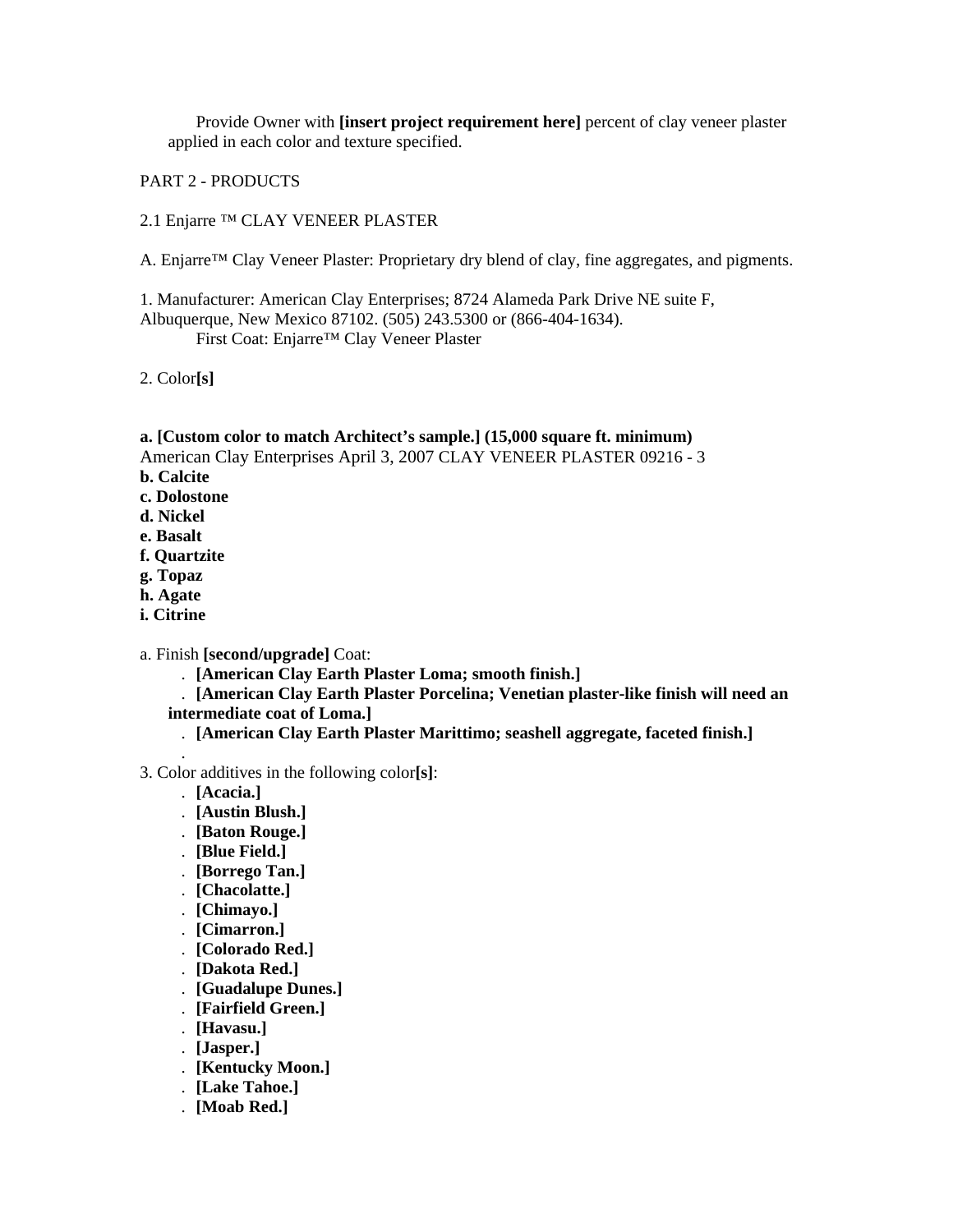Provide Owner with **[insert project requirement here]** percent of clay veneer plaster applied in each color and texture specified.

PART 2 - PRODUCTS

2.1 Enjarre ™ CLAY VENEER PLASTER

A. Enjarre™ Clay Veneer Plaster: Proprietary dry blend of clay, fine aggregates, and pigments.

1. Manufacturer: American Clay Enterprises; 8724 Alameda Park Drive NE suite F, Albuquerque, New Mexico 87102. (505) 243.5300 or (866-404-1634).

First Coat: Enjarre™ Clay Veneer Plaster

2. Color**[s]**

**a. [Custom color to match Architect's sample.] (15,000 square ft. minimum)**

**b. Calcite**

**c. Dolostone**

**d. Nickel**

**e. Basalt**

**f. Quartzite**

**g. Topaz**

**h. Agate**

**i. Citrine**

a. Finish **[second/upgrade]** Coat:

- **[American Clay Earth Plaster Loma; smooth finish.]**
- **[American Clay Earth Plaster Porcelina; Venetian plaster-like finish will need an intermediate coat of Loma.]**
- **[American Clay Earth Plaster Marittimo; seashell aggregate, faceted finish.]**

3. Color additives in the following color**[s]**:

- **[Acacia.]**
- **[Austin Blush.]**
- **[Baton Rouge.]**
- **[Blue Field.]**
- **[Borrego Tan.]**
- **[Chacolatte.]**
- **[Chimayo.]**
- **[Cimarron.]**
- **[Colorado Red.]**
- **[Dakota Red.]**
- **[Guadalupe Dunes.]**
- **[Fairfield Green.]**
- **[Havasu.]**
- **[Jasper.]**
- **[Kentucky Moon.]**
- **[Lake Tahoe.]**
- **[Moab Red.]**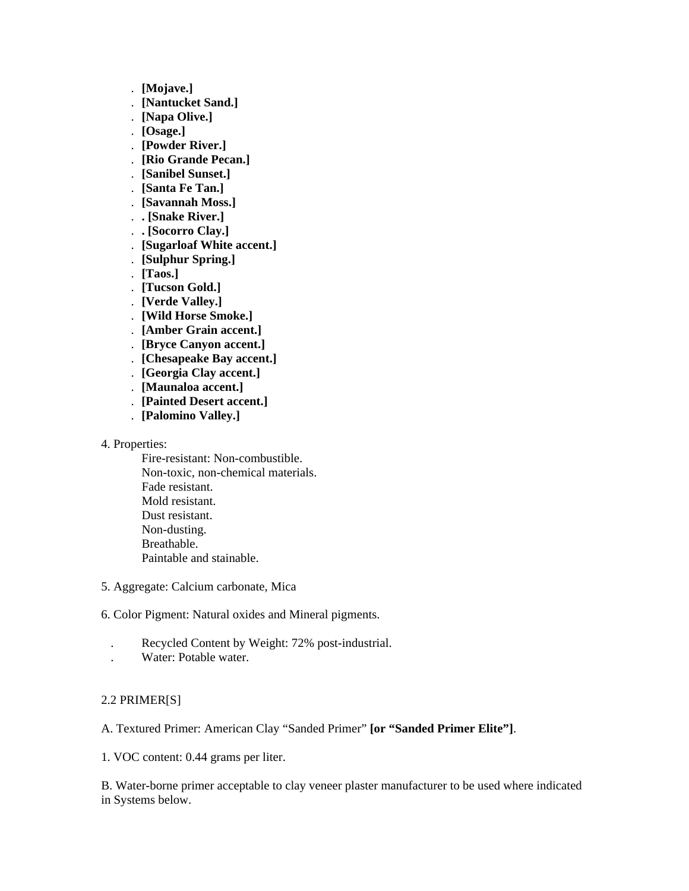. **[Mojave.]**
. **[Nantucket Sand.]**
. **[Napa Olive.]**
. **[Osage.]**
. **[Powder River.]**
. **[Rio Grande Pecan.]**
. **[Sanibel Sunset.]**
. **[Santa Fe Tan.]**
. **[Savannah Moss.]**
. **. [Snake River.]**
. **. [Socorro Clay.]**
. **[Sugarloaf White accent.]**
. **[Sulphur Spring.]**
. **[Taos.]**
. **[Tucson Gold.]**
. **[Verde Valley.]**
. **[Wild Horse Smoke.]**
. **[Amber Grain accent.]**
. **[Bryce Canyon accent.]**
. **[Chesapeake Bay accent.]**
. **[Georgia Clay accent.]**
. **[Maunaloa accent.]**
. **[Painted Desert accent.]**
. **[Palomino Valley.]**

4. Properties:

Fire-resistant: Non-combustible.
Non-toxic, non-chemical materials.
Fade resistant.
Mold resistant.
Dust resistant.
Non-dusting.
Breathable.
Paintable and stainable.

5. Aggregate: Calcium carbonate, Mica

6. Color Pigment: Natural oxides and Mineral pigments.

. Recycled Content by Weight: 72% post-industrial.
. Water: Potable water.

2.2 PRIMER[S]

A. Textured Primer: American Clay "Sanded Primer" **[or "Sanded Primer Elite"]**.

1. VOC content: 0.44 grams per liter.

B. Water-borne primer acceptable to clay veneer plaster manufacturer to be used where indicated in Systems below.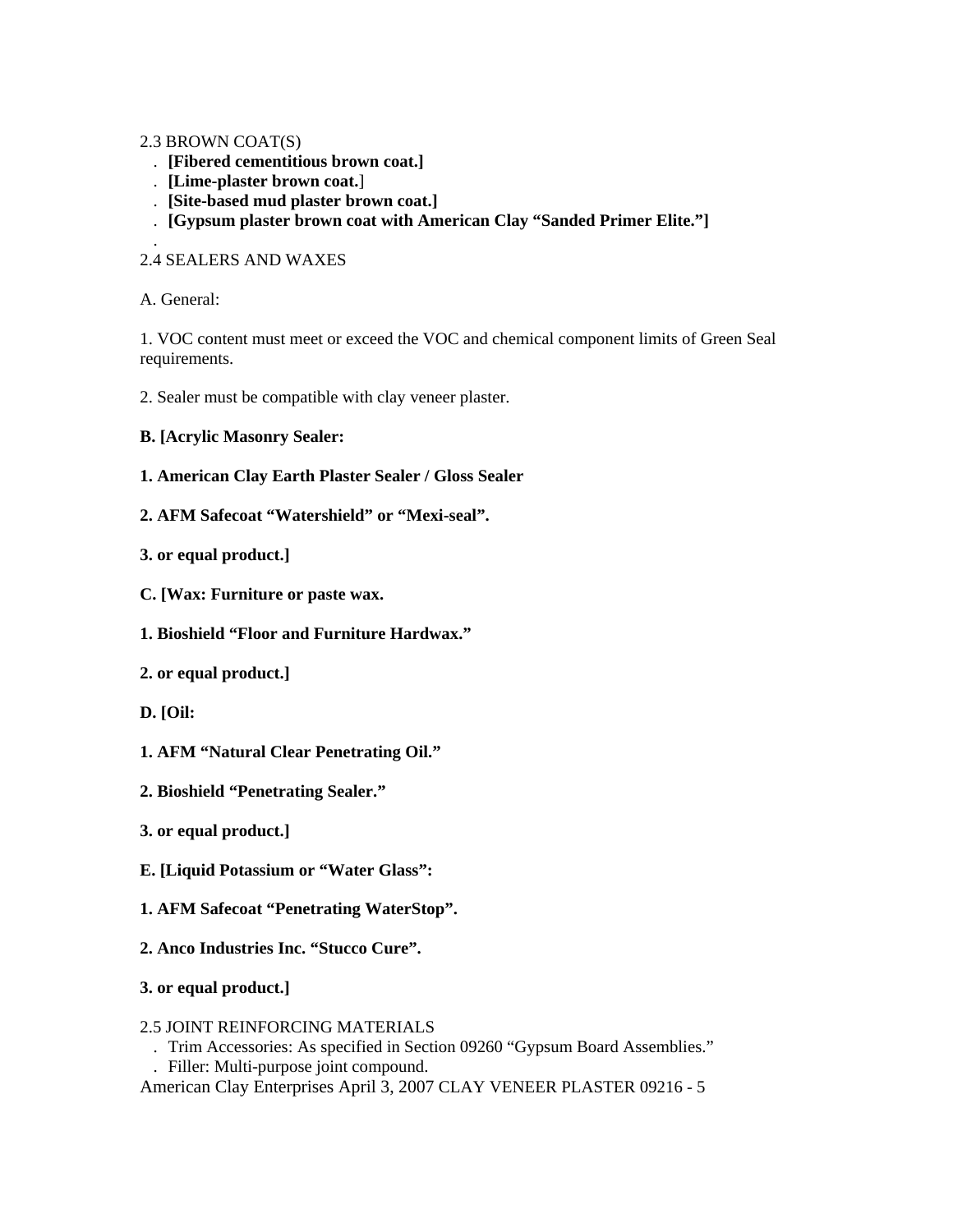2.3 BROWN COAT(S)

- **[Fibered cementitious brown coat.]**
- **[Lime-plaster brown coat.**]
- **[Site-based mud plaster brown coat.]**
- **[Gypsum plaster brown coat with American Clay “Sanded Primer Elite.”]**

2.4 SEALERS AND WAXES

A. General:

1. VOC content must meet or exceed the VOC and chemical component limits of Green Seal requirements.

2. Sealer must be compatible with clay veneer plaster.

**B. [Acrylic Masonry Sealer:**

**1. American Clay Earth Plaster Sealer / Gloss Sealer**

**2. AFM Safecoat “Watershield” or “Mexi-seal”.**

**3. or equal product.]**

**C. [Wax: Furniture or paste wax.**

**1. Bioshield “Floor and Furniture Hardwax.”**

**2. or equal product.]**

**D. [Oil:**

**1. AFM “Natural Clear Penetrating Oil.”**

**2. Bioshield “Penetrating Sealer.”**

**3. or equal product.]**

**E. [Liquid Potassium or “Water Glass”:**

**1. AFM Safecoat “Penetrating WaterStop”.**

**2. Anco Industries Inc. “Stucco Cure”.**

**3. or equal product.]**

2.5 JOINT REINFORCING MATERIALS

- Trim Accessories: As specified in Section 09260 “Gypsum Board Assemblies.”
- Filler: Multi-purpose joint compound.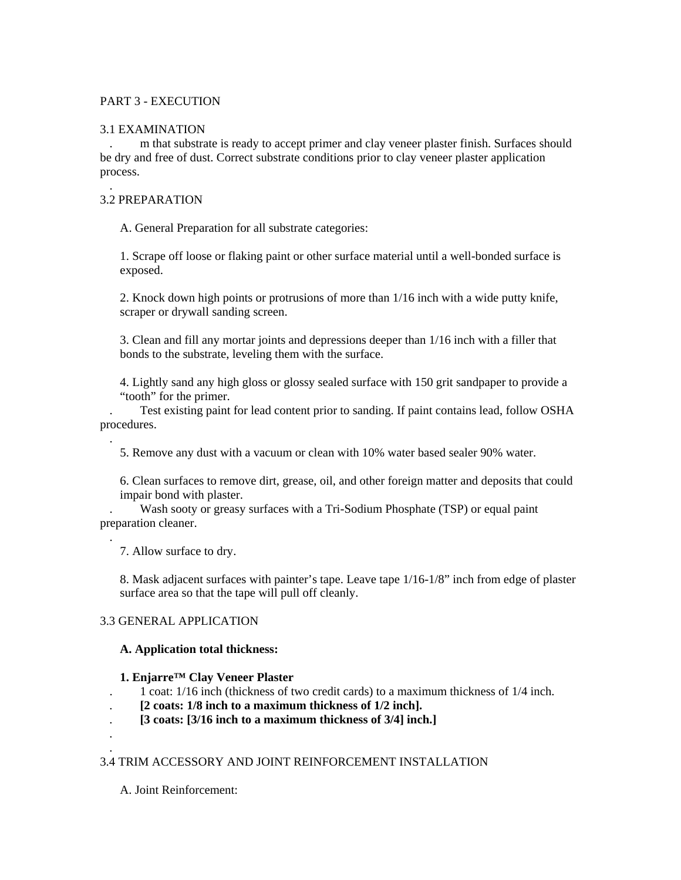PART 3 - EXECUTION

3.1 EXAMINATION

. m that substrate is ready to accept primer and clay veneer plaster finish. Surfaces should be dry and free of dust. Correct substrate conditions prior to clay veneer plaster application process.

.

3.2 PREPARATION

A. General Preparation for all substrate categories:

1. Scrape off loose or flaking paint or other surface material until a well-bonded surface is exposed.

2. Knock down high points or protrusions of more than 1/16 inch with a wide putty knife, scraper or drywall sanding screen.

3. Clean and fill any mortar joints and depressions deeper than 1/16 inch with a filler that bonds to the substrate, leveling them with the surface.

4. Lightly sand any high gloss or glossy sealed surface with 150 grit sandpaper to provide a “tooth” for the primer.

. Test existing paint for lead content prior to sanding. If paint contains lead, follow OSHA procedures.

.

5. Remove any dust with a vacuum or clean with 10% water based sealer 90% water.

6. Clean surfaces to remove dirt, grease, oil, and other foreign matter and deposits that could impair bond with plaster.

. Wash sooty or greasy surfaces with a Tri-Sodium Phosphate (TSP) or equal paint preparation cleaner.

.

7. Allow surface to dry.

8. Mask adjacent surfaces with painter’s tape. Leave tape 1/16-1/8” inch from edge of plaster surface area so that the tape will pull off cleanly.

3.3 GENERAL APPLICATION

**A. Application total thickness:**

**1. Enjarre™ Clay Veneer Plaster**

. 1 coat: 1/16 inch (thickness of two credit cards) to a maximum thickness of 1/4 inch.

. **[2 coats: 1/8 inch to a maximum thickness of 1/2 inch].**

. **[3 coats: [3/16 inch to a maximum thickness of 3/4] inch.]**

.

.

3.4 TRIM ACCESSORY AND JOINT REINFORCEMENT INSTALLATION

A. Joint Reinforcement: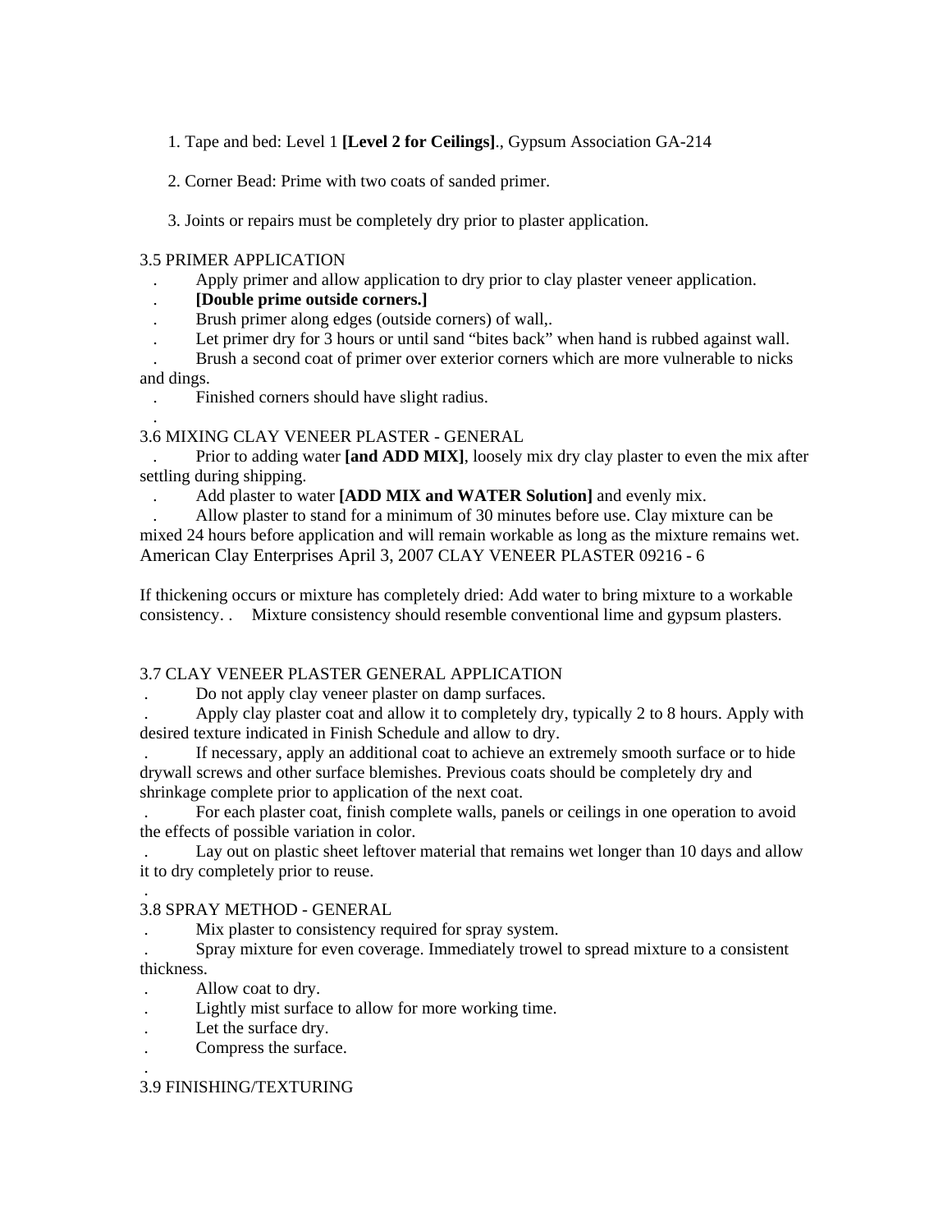1. Tape and bed: Level 1 **[Level 2 for Ceilings]**., Gypsum Association GA-214

2. Corner Bead: Prime with two coats of sanded primer.

3. Joints or repairs must be completely dry prior to plaster application.

3.5 PRIMER APPLICATION

. Apply primer and allow application to dry prior to clay plaster veneer application.

. **[Double prime outside corners.]**

. Brush primer along edges (outside corners) of wall,.

. Let primer dry for 3 hours or until sand "bites back" when hand is rubbed against wall.

. Brush a second coat of primer over exterior corners which are more vulnerable to nicks and dings.

. Finished corners should have slight radius.

.

3.6 MIXING CLAY VENEER PLASTER - GENERAL

. Prior to adding water **[and ADD MIX]**, loosely mix dry clay plaster to even the mix after settling during shipping.

. Add plaster to water **[ADD MIX and WATER Solution]** and evenly mix.

. Allow plaster to stand for a minimum of 30 minutes before use. Clay mixture can be mixed 24 hours before application and will remain workable as long as the mixture remains wet.

If thickening occurs or mixture has completely dried: Add water to bring mixture to a workable consistency. . Mixture consistency should resemble conventional lime and gypsum plasters.

3.7 CLAY VENEER PLASTER GENERAL APPLICATION

. Do not apply clay veneer plaster on damp surfaces.

. Apply clay plaster coat and allow it to completely dry, typically 2 to 8 hours. Apply with desired texture indicated in Finish Schedule and allow to dry.

. If necessary, apply an additional coat to achieve an extremely smooth surface or to hide drywall screws and other surface blemishes. Previous coats should be completely dry and shrinkage complete prior to application of the next coat.

. For each plaster coat, finish complete walls, panels or ceilings in one operation to avoid the effects of possible variation in color.

. Lay out on plastic sheet leftover material that remains wet longer than 10 days and allow it to dry completely prior to reuse.

.

3.8 SPRAY METHOD - GENERAL

. Mix plaster to consistency required for spray system.

. Spray mixture for even coverage. Immediately trowel to spread mixture to a consistent thickness.

. Allow coat to dry.

. Lightly mist surface to allow for more working time.

. Let the surface dry.

. Compress the surface.

.

3.9 FINISHING/TEXTURING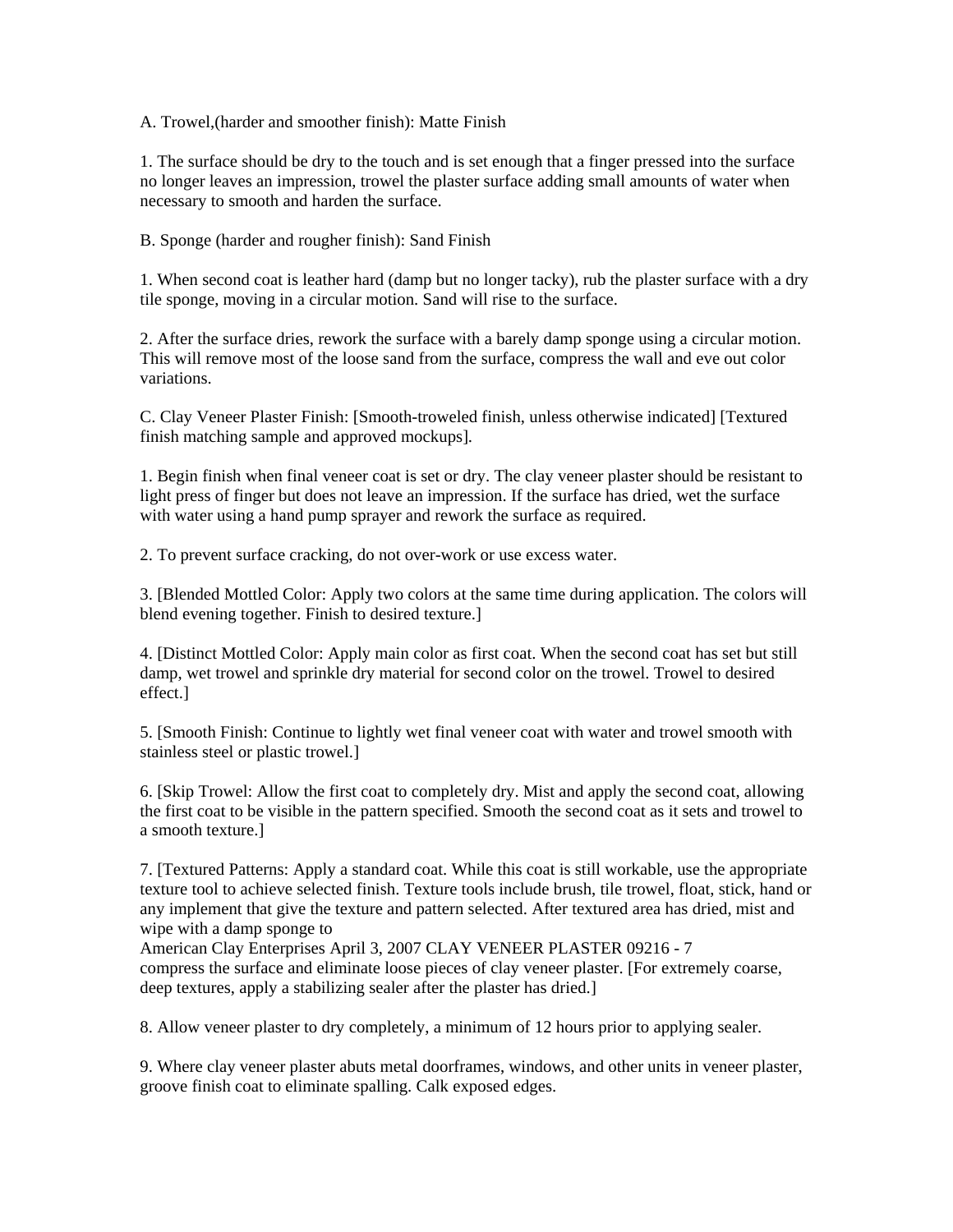A. Trowel,(harder and smoother finish): Matte Finish

1. The surface should be dry to the touch and is set enough that a finger pressed into the surface no longer leaves an impression, trowel the plaster surface adding small amounts of water when necessary to smooth and harden the surface.

B. Sponge (harder and rougher finish): Sand Finish

1. When second coat is leather hard (damp but no longer tacky), rub the plaster surface with a dry tile sponge, moving in a circular motion. Sand will rise to the surface.

2. After the surface dries, rework the surface with a barely damp sponge using a circular motion. This will remove most of the loose sand from the surface, compress the wall and eve out color variations.

C. Clay Veneer Plaster Finish: [Smooth-troweled finish, unless otherwise indicated] [Textured finish matching sample and approved mockups].

1. Begin finish when final veneer coat is set or dry. The clay veneer plaster should be resistant to light press of finger but does not leave an impression. If the surface has dried, wet the surface with water using a hand pump sprayer and rework the surface as required.

2. To prevent surface cracking, do not over-work or use excess water.

3. [Blended Mottled Color: Apply two colors at the same time during application. The colors will blend evening together. Finish to desired texture.]

4. [Distinct Mottled Color: Apply main color as first coat. When the second coat has set but still damp, wet trowel and sprinkle dry material for second color on the trowel. Trowel to desired effect.]

5. [Smooth Finish: Continue to lightly wet final veneer coat with water and trowel smooth with stainless steel or plastic trowel.]

6. [Skip Trowel: Allow the first coat to completely dry. Mist and apply the second coat, allowing the first coat to be visible in the pattern specified. Smooth the second coat as it sets and trowel to a smooth texture.]

7. [Textured Patterns: Apply a standard coat. While this coat is still workable, use the appropriate texture tool to achieve selected finish. Texture tools include brush, tile trowel, float, stick, hand or any implement that give the texture and pattern selected. After textured area has dried, mist and wipe with a damp sponge to compress the surface and eliminate loose pieces of clay veneer plaster. [For extremely coarse, deep textures, apply a stabilizing sealer after the plaster has dried.]

8. Allow veneer plaster to dry completely, a minimum of 12 hours prior to applying sealer.

9. Where clay veneer plaster abuts metal doorframes, windows, and other units in veneer plaster, groove finish coat to eliminate spalling. Calk exposed edges.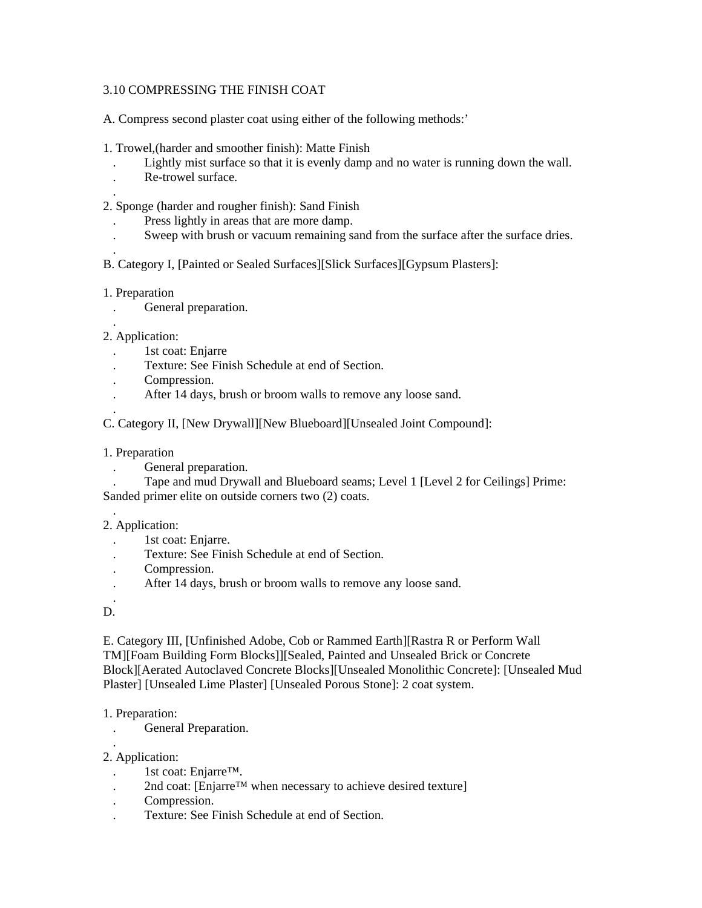3.10 COMPRESSING THE FINISH COAT

A. Compress second plaster coat using either of the following methods:’

1. Trowel,(harder and smoother finish): Matte Finish
   . Lightly mist surface so that it is evenly damp and no water is running down the wall.
   . Re-trowel surface.
   .
2. Sponge (harder and rougher finish): Sand Finish
   . Press lightly in areas that are more damp.
   . Sweep with brush or vacuum remaining sand from the surface after the surface dries.
   .

B. Category I, [Painted or Sealed Surfaces][Slick Surfaces][Gypsum Plasters]:

1. Preparation
   . General preparation.
   .
2. Application:
   . 1st coat: Enjarre
   . Texture: See Finish Schedule at end of Section.
   . Compression.
   . After 14 days, brush or broom walls to remove any loose sand.
   .

C. Category II, [New Drywall][New Blueboard][Unsealed Joint Compound]:

1. Preparation
   . General preparation.
   . Tape and mud Drywall and Blueboard seams; Level 1 [Level 2 for Ceilings] Prime: Sanded primer elite on outside corners two (2) coats.
   .
2. Application:
   . 1st coat: Enjarre.
   . Texture: See Finish Schedule at end of Section.
   . Compression.
   . After 14 days, brush or broom walls to remove any loose sand.
   .

D.

E. Category III, [Unfinished Adobe, Cob or Rammed Earth][Rastra R or Perform Wall TM][Foam Building Form Blocks]][Sealed, Painted and Unsealed Brick or Concrete Block][Aerated Autoclaved Concrete Blocks][Unsealed Monolithic Concrete]: [Unsealed Mud Plaster] [Unsealed Lime Plaster] [Unsealed Porous Stone]: 2 coat system.

1. Preparation:
   . General Preparation.
   .
2. Application:
   . 1st coat: Enjarre™.
   . 2nd coat: [Enjarre™ when necessary to achieve desired texture]
   . Compression.
   . Texture: See Finish Schedule at end of Section.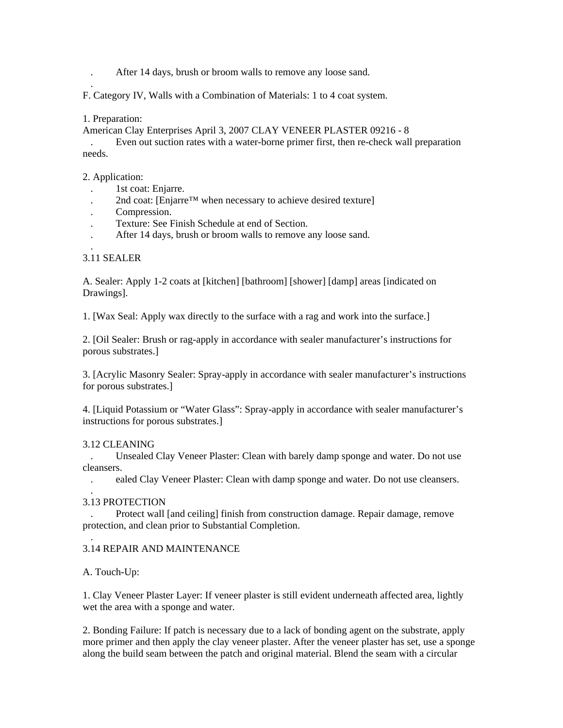- After 14 days, brush or broom walls to remove any loose sand.

F. Category IV, Walls with a Combination of Materials: 1 to 4 coat system.

1. Preparation:

- Even out suction rates with a water-borne primer first, then re-check wall preparation needs.

2. Application:

- 1st coat: Enjarre.
- 2nd coat: [Enjarre™ when necessary to achieve desired texture]
- Compression.
- Texture: See Finish Schedule at end of Section.
- After 14 days, brush or broom walls to remove any loose sand.

3.11 SEALER

A. Sealer: Apply 1-2 coats at [kitchen] [bathroom] [shower] [damp] areas [indicated on Drawings].

1. [Wax Seal: Apply wax directly to the surface with a rag and work into the surface.]

2. [Oil Sealer: Brush or rag-apply in accordance with sealer manufacturer's instructions for porous substrates.]

3. [Acrylic Masonry Sealer: Spray-apply in accordance with sealer manufacturer's instructions for porous substrates.]

4. [Liquid Potassium or "Water Glass": Spray-apply in accordance with sealer manufacturer's instructions for porous substrates.]

3.12 CLEANING

- Unsealed Clay Veneer Plaster: Clean with barely damp sponge and water. Do not use cleansers.
- ealed Clay Veneer Plaster: Clean with damp sponge and water. Do not use cleansers.

3.13 PROTECTION

- Protect wall [and ceiling] finish from construction damage. Repair damage, remove protection, and clean prior to Substantial Completion.

3.14 REPAIR AND MAINTENANCE

A. Touch-Up:

1. Clay Veneer Plaster Layer: If veneer plaster is still evident underneath affected area, lightly wet the area with a sponge and water.

2. Bonding Failure: If patch is necessary due to a lack of bonding agent on the substrate, apply more primer and then apply the clay veneer plaster. After the veneer plaster has set, use a sponge along the build seam between the patch and original material. Blend the seam with a circular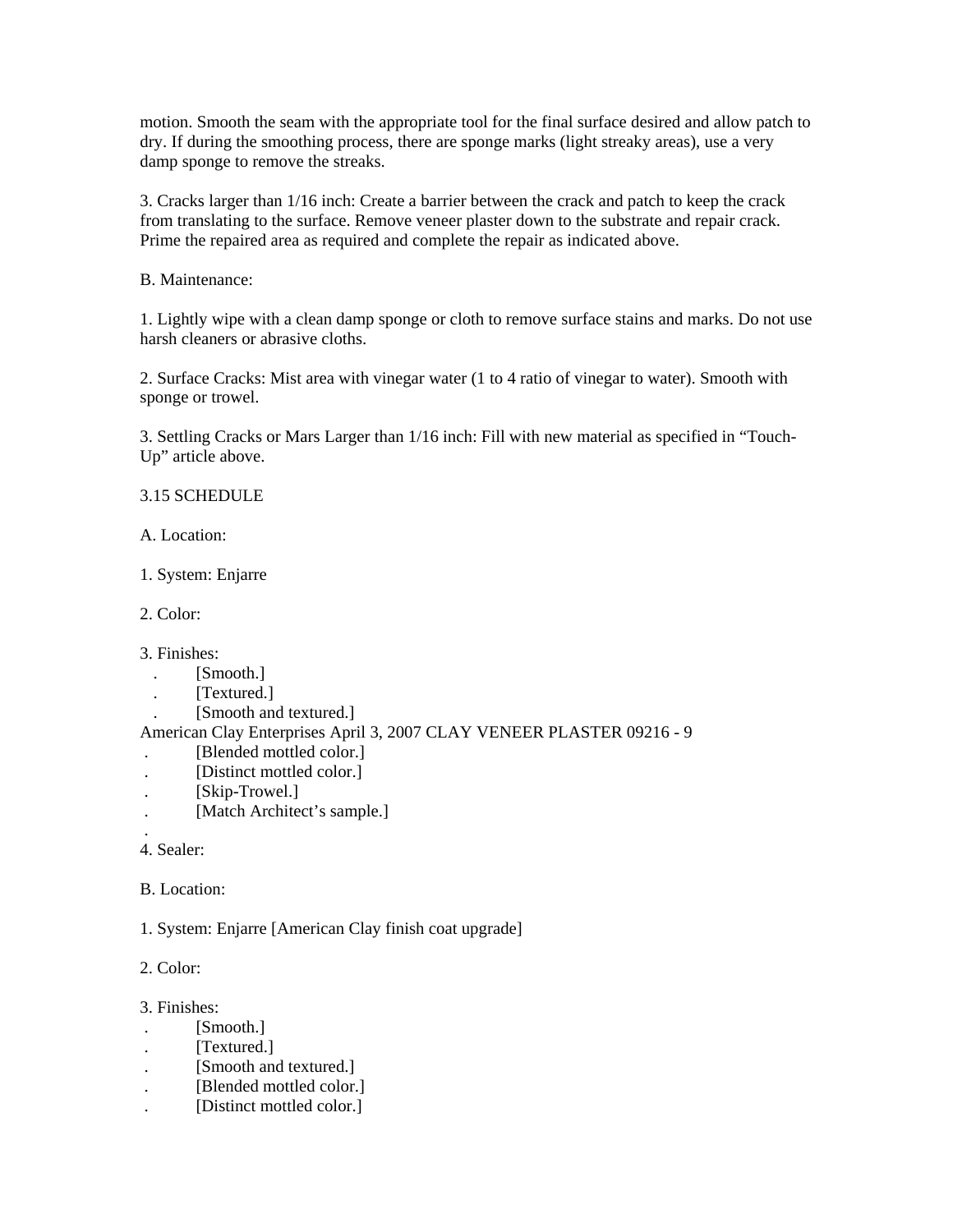motion. Smooth the seam with the appropriate tool for the final surface desired and allow patch to dry. If during the smoothing process, there are sponge marks (light streaky areas), use a very damp sponge to remove the streaks.

3. Cracks larger than 1/16 inch: Create a barrier between the crack and patch to keep the crack from translating to the surface. Remove veneer plaster down to the substrate and repair crack. Prime the repaired area as required and complete the repair as indicated above.

B. Maintenance:

1. Lightly wipe with a clean damp sponge or cloth to remove surface stains and marks. Do not use harsh cleaners or abrasive cloths.

2. Surface Cracks: Mist area with vinegar water (1 to 4 ratio of vinegar to water). Smooth with sponge or trowel.

3. Settling Cracks or Mars Larger than 1/16 inch: Fill with new material as specified in "Touch-Up" article above.

3.15 SCHEDULE

A. Location:

1. System: Enjarre

2. Color:

3. Finishes:

- [Smooth.]
- [Textured.]
- [Smooth and textured.]
- [Blended mottled color.]
- [Distinct mottled color.]
- [Skip-Trowel.]
- [Match Architect's sample.]

4. Sealer:

B. Location:

1. System: Enjarre [American Clay finish coat upgrade]

2. Color:

3. Finishes:

- [Smooth.]
- [Textured.]
- [Smooth and textured.]
- [Blended mottled color.]
- [Distinct mottled color.]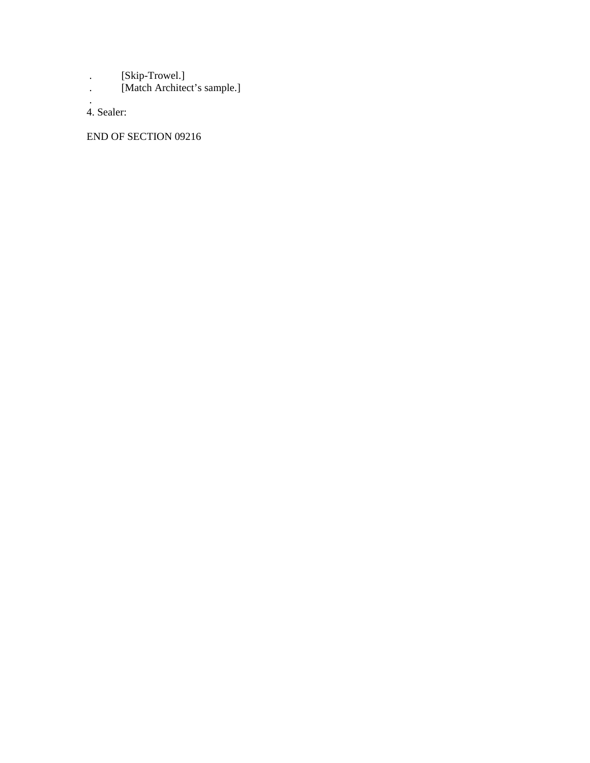. [Skip-Trowel.]
. [Match Architect’s sample.]
.
4. Sealer:

END OF SECTION 09216